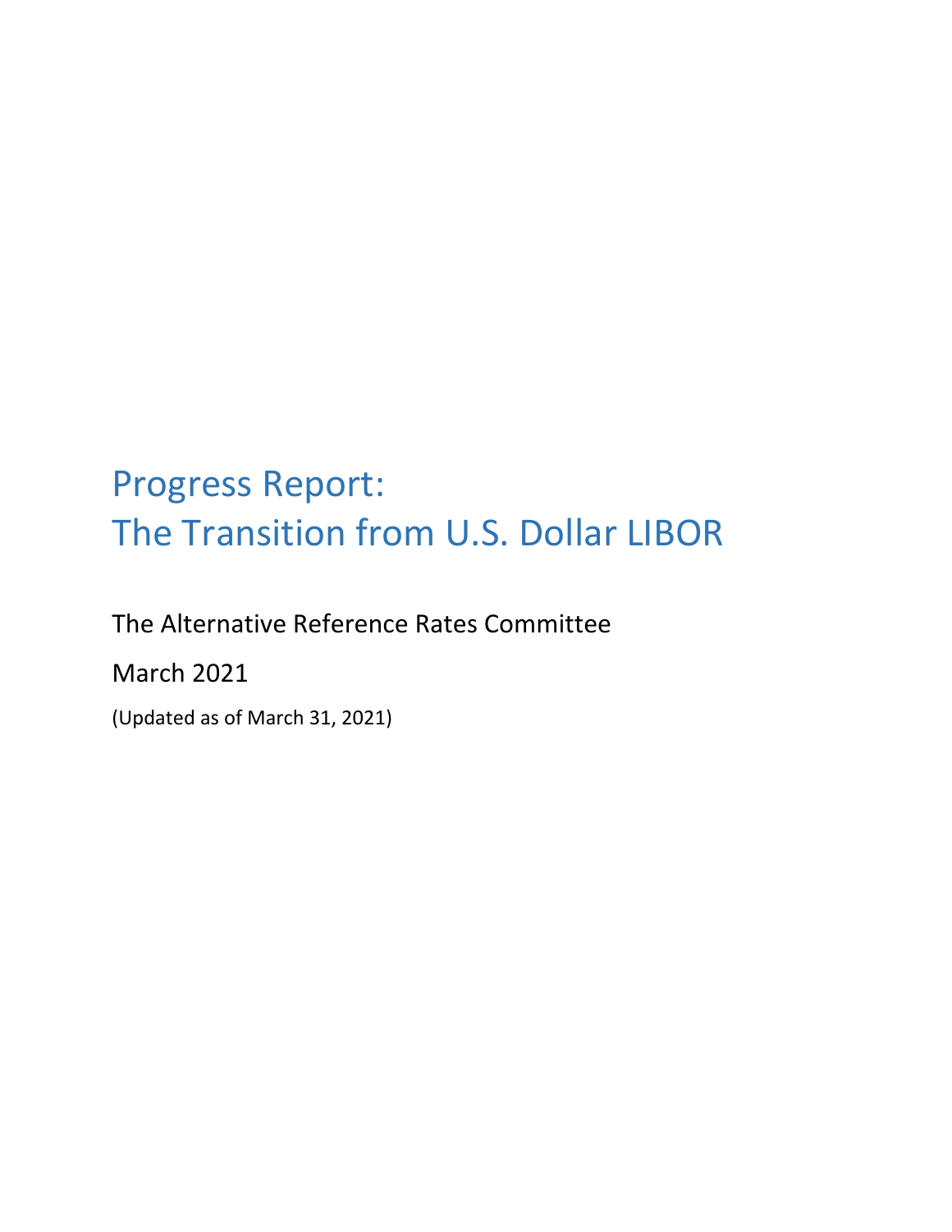# Progress Report:
# The Transition from U.S. Dollar LIBOR

The Alternative Reference Rates Committee

March 2021

(Updated as of March 31, 2021)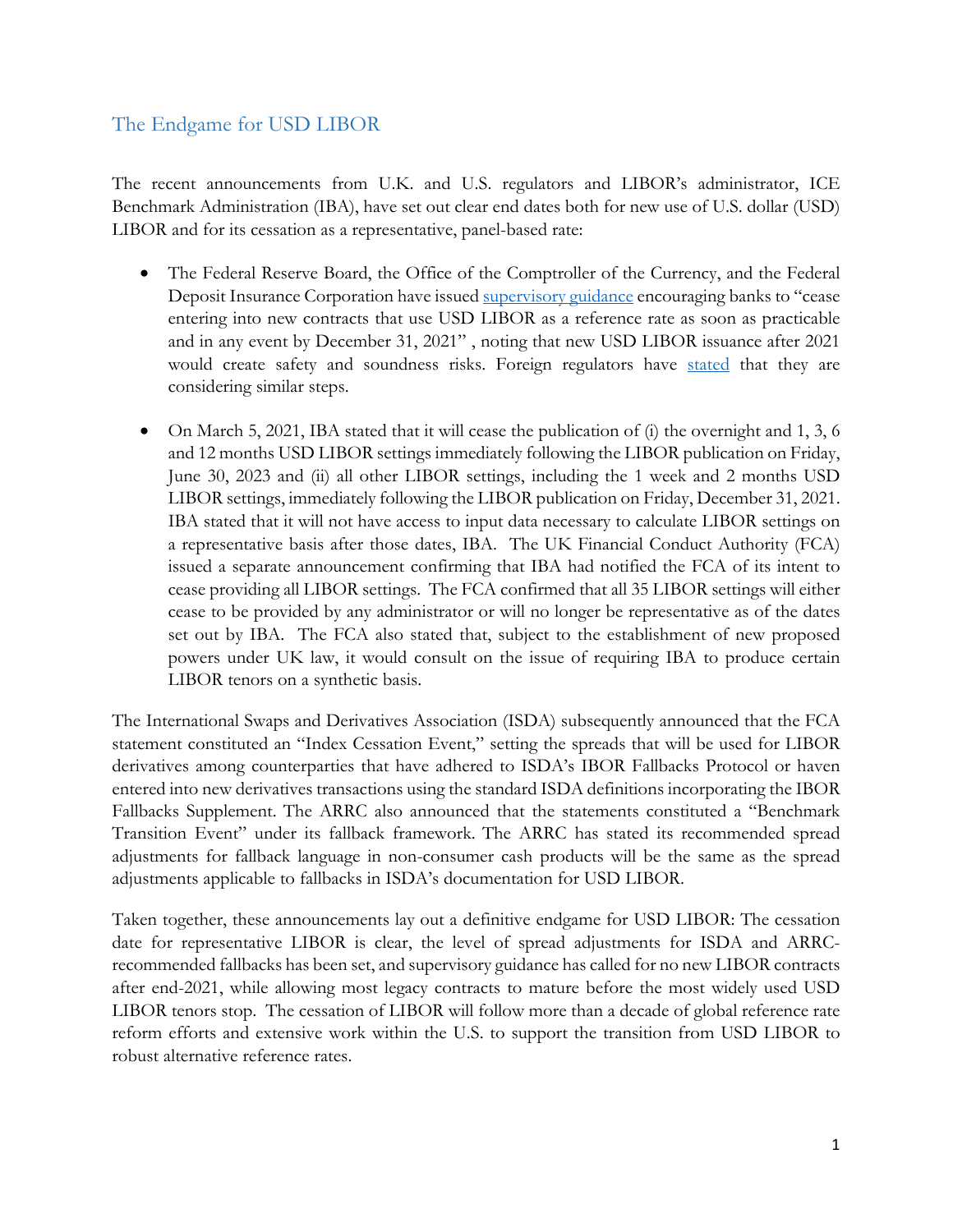## The Endgame for USD LIBOR

The recent announcements from U.K. and U.S. regulators and LIBOR's administrator, ICE Benchmark Administration (IBA), have set out clear end dates both for new use of U.S. dollar (USD) LIBOR and for its cessation as a representative, panel-based rate:

- The Federal Reserve Board, the Office of the Comptroller of the Currency, and the Federal Deposit Insurance Corporation have issued supervisory guidance encouraging banks to "cease entering into new contracts that use USD LIBOR as a reference rate as soon as practicable and in any event by December 31, 2021" , noting that new USD LIBOR issuance after 2021 would create safety and soundness risks. Foreign regulators have stated that they are considering similar steps.

- On March 5, 2021, IBA stated that it will cease the publication of (i) the overnight and 1, 3, 6 and 12 months USD LIBOR settings immediately following the LIBOR publication on Friday, June 30, 2023 and (ii) all other LIBOR settings, including the 1 week and 2 months USD LIBOR settings, immediately following the LIBOR publication on Friday, December 31, 2021. IBA stated that it will not have access to input data necessary to calculate LIBOR settings on a representative basis after those dates, IBA. The UK Financial Conduct Authority (FCA) issued a separate announcement confirming that IBA had notified the FCA of its intent to cease providing all LIBOR settings. The FCA confirmed that all 35 LIBOR settings will either cease to be provided by any administrator or will no longer be representative as of the dates set out by IBA. The FCA also stated that, subject to the establishment of new proposed powers under UK law, it would consult on the issue of requiring IBA to produce certain LIBOR tenors on a synthetic basis.

The International Swaps and Derivatives Association (ISDA) subsequently announced that the FCA statement constituted an "Index Cessation Event," setting the spreads that will be used for LIBOR derivatives among counterparties that have adhered to ISDA's IBOR Fallbacks Protocol or haven entered into new derivatives transactions using the standard ISDA definitions incorporating the IBOR Fallbacks Supplement. The ARRC also announced that the statements constituted a "Benchmark Transition Event" under its fallback framework. The ARRC has stated its recommended spread adjustments for fallback language in non-consumer cash products will be the same as the spread adjustments applicable to fallbacks in ISDA's documentation for USD LIBOR.

Taken together, these announcements lay out a definitive endgame for USD LIBOR: The cessation date for representative LIBOR is clear, the level of spread adjustments for ISDA and ARRC-recommended fallbacks has been set, and supervisory guidance has called for no new LIBOR contracts after end-2021, while allowing most legacy contracts to mature before the most widely used USD LIBOR tenors stop. The cessation of LIBOR will follow more than a decade of global reference rate reform efforts and extensive work within the U.S. to support the transition from USD LIBOR to robust alternative reference rates.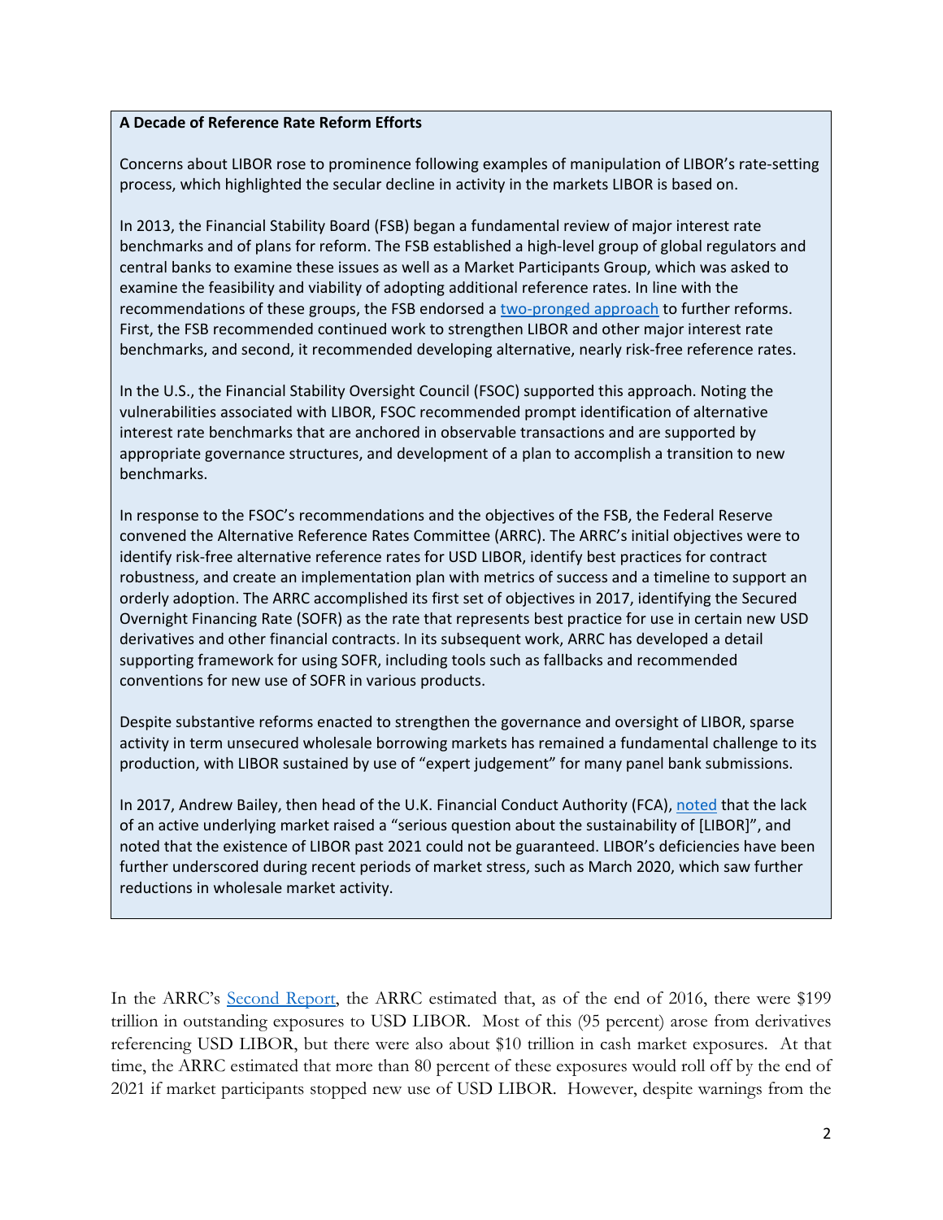**A Decade of Reference Rate Reform Efforts**

Concerns about LIBOR rose to prominence following examples of manipulation of LIBOR's rate-setting process, which highlighted the secular decline in activity in the markets LIBOR is based on.

In 2013, the Financial Stability Board (FSB) began a fundamental review of major interest rate benchmarks and of plans for reform. The FSB established a high-level group of global regulators and central banks to examine these issues as well as a Market Participants Group, which was asked to examine the feasibility and viability of adopting additional reference rates. In line with the recommendations of these groups, the FSB endorsed a two-pronged approach to further reforms. First, the FSB recommended continued work to strengthen LIBOR and other major interest rate benchmarks, and second, it recommended developing alternative, nearly risk-free reference rates.

In the U.S., the Financial Stability Oversight Council (FSOC) supported this approach. Noting the vulnerabilities associated with LIBOR, FSOC recommended prompt identification of alternative interest rate benchmarks that are anchored in observable transactions and are supported by appropriate governance structures, and development of a plan to accomplish a transition to new benchmarks.

In response to the FSOC's recommendations and the objectives of the FSB, the Federal Reserve convened the Alternative Reference Rates Committee (ARRC). The ARRC's initial objectives were to identify risk-free alternative reference rates for USD LIBOR, identify best practices for contract robustness, and create an implementation plan with metrics of success and a timeline to support an orderly adoption. The ARRC accomplished its first set of objectives in 2017, identifying the Secured Overnight Financing Rate (SOFR) as the rate that represents best practice for use in certain new USD derivatives and other financial contracts. In its subsequent work, ARRC has developed a detail supporting framework for using SOFR, including tools such as fallbacks and recommended conventions for new use of SOFR in various products.

Despite substantive reforms enacted to strengthen the governance and oversight of LIBOR, sparse activity in term unsecured wholesale borrowing markets has remained a fundamental challenge to its production, with LIBOR sustained by use of "expert judgement" for many panel bank submissions.

In 2017, Andrew Bailey, then head of the U.K. Financial Conduct Authority (FCA), noted that the lack of an active underlying market raised a "serious question about the sustainability of [LIBOR]", and noted that the existence of LIBOR past 2021 could not be guaranteed. LIBOR's deficiencies have been further underscored during recent periods of market stress, such as March 2020, which saw further reductions in wholesale market activity.

In the ARRC's Second Report, the ARRC estimated that, as of the end of 2016, there were $199 trillion in outstanding exposures to USD LIBOR. Most of this (95 percent) arose from derivatives referencing USD LIBOR, but there were also about $10 trillion in cash market exposures. At that time, the ARRC estimated that more than 80 percent of these exposures would roll off by the end of 2021 if market participants stopped new use of USD LIBOR. However, despite warnings from the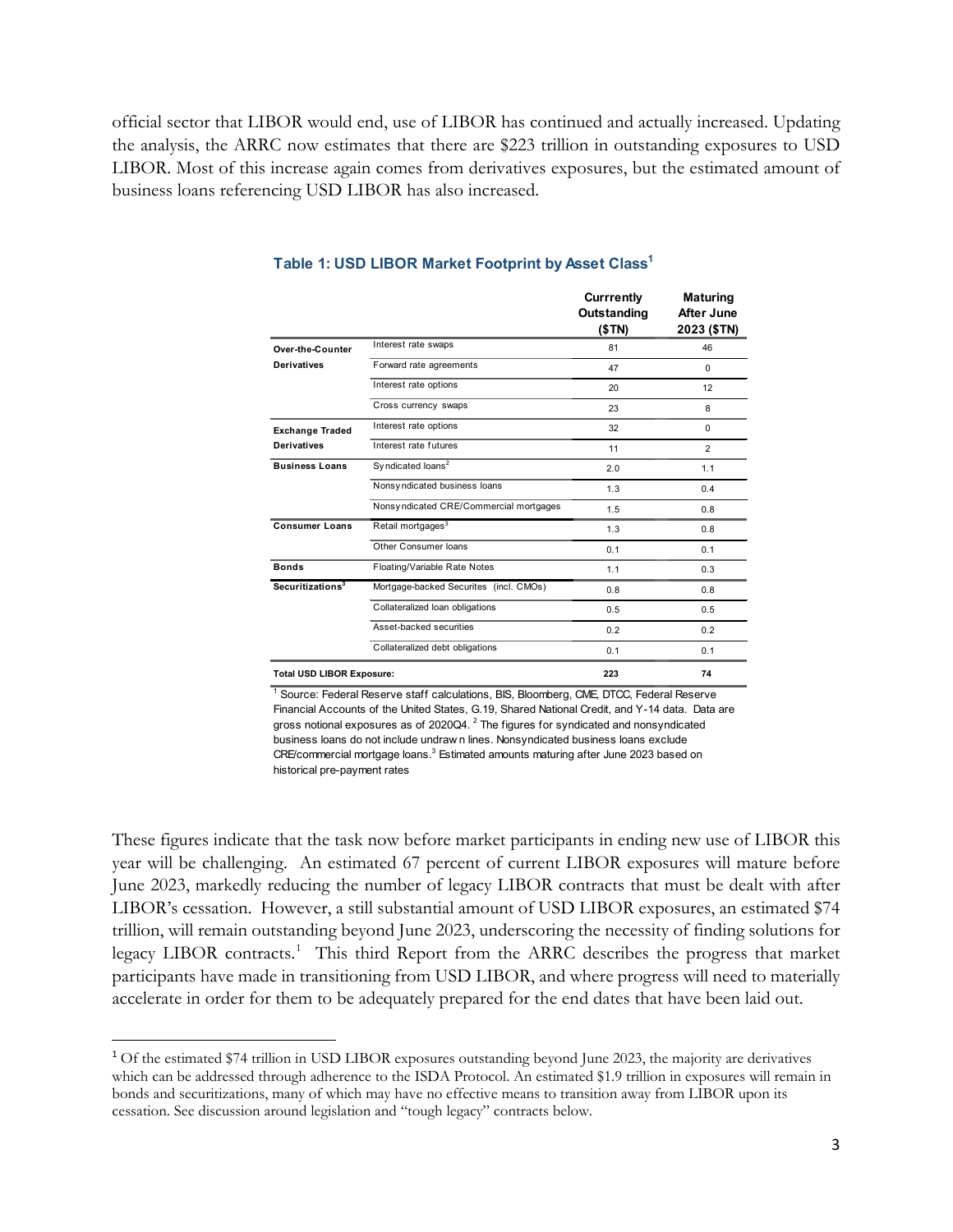official sector that LIBOR would end, use of LIBOR has continued and actually increased. Updating the analysis, the ARRC now estimates that there are $223 trillion in outstanding exposures to USD LIBOR. Most of this increase again comes from derivatives exposures, but the estimated amount of business loans referencing USD LIBOR has also increased.

**Table 1: USD LIBOR Market Footprint by Asset Class[1]**

| | | Currrently Outstanding ($TN) | Maturing After June 2023 ($TN) |
|---|---|---|---|
| **Over-the-Counter Derivatives** | Interest rate swaps | 81 | 46 |
| | Forward rate agreements | 47 | 0 |
| | Interest rate options | 20 | 12 |
| | Cross currency swaps | 23 | 8 |
| **Exchange Traded Derivatives** | Interest rate options | 32 | 0 |
| | Interest rate futures | 11 | 2 |
| **Business Loans** | Syndicated loans[2] | 2.0 | 1.1 |
| | Nonsyndicated business loans | 1.3 | 0.4 |
| | Nonsyndicated CRE/Commercial mortgages | 1.5 | 0.8 |
| **Consumer Loans** | Retail mortgages[3] | 1.3 | 0.8 |
| | Other Consumer loans | 0.1 | 0.1 |
| **Bonds** | Floating/Variable Rate Notes | 1.1 | 0.3 |
| **Securitizations[3]** | Mortgage-backed Securites (incl. CMOs) | 0.8 | 0.8 |
| | Collateralized loan obligations | 0.5 | 0.5 |
| | Asset-backed securities | 0.2 | 0.2 |
| | Collateralized debt obligations | 0.1 | 0.1 |
| **Total USD LIBOR Exposure:** | | **223** | **74** |

[1] Source: Federal Reserve staff calculations, BIS, Bloomberg, CME, DTCC, Federal Reserve Financial Accounts of the United States, G.19, Shared National Credit, and Y-14 data. Data are gross notional exposures as of 2020Q4. [2] The figures for syndicated and nonsyndicated business loans do not include undrawn lines. Nonsyndicated business loans exclude CRE/commercial mortgage loans.[3] Estimated amounts maturing after June 2023 based on historical pre-payment rates

These figures indicate that the task now before market participants in ending new use of LIBOR this year will be challenging. An estimated 67 percent of current LIBOR exposures will mature before June 2023, markedly reducing the number of legacy LIBOR contracts that must be dealt with after LIBOR's cessation. However, a still substantial amount of USD LIBOR exposures, an estimated $74 trillion, will remain outstanding beyond June 2023, underscoring the necessity of finding solutions for legacy LIBOR contracts.[1] This third Report from the ARRC describes the progress that market participants have made in transitioning from USD LIBOR, and where progress will need to materially accelerate in order for them to be adequately prepared for the end dates that have been laid out.

[1] Of the estimated $74 trillion in USD LIBOR exposures outstanding beyond June 2023, the majority are derivatives which can be addressed through adherence to the ISDA Protocol. An estimated $1.9 trillion in exposures will remain in bonds and securitizations, many of which may have no effective means to transition away from LIBOR upon its cessation. See discussion around legislation and "tough legacy" contracts below.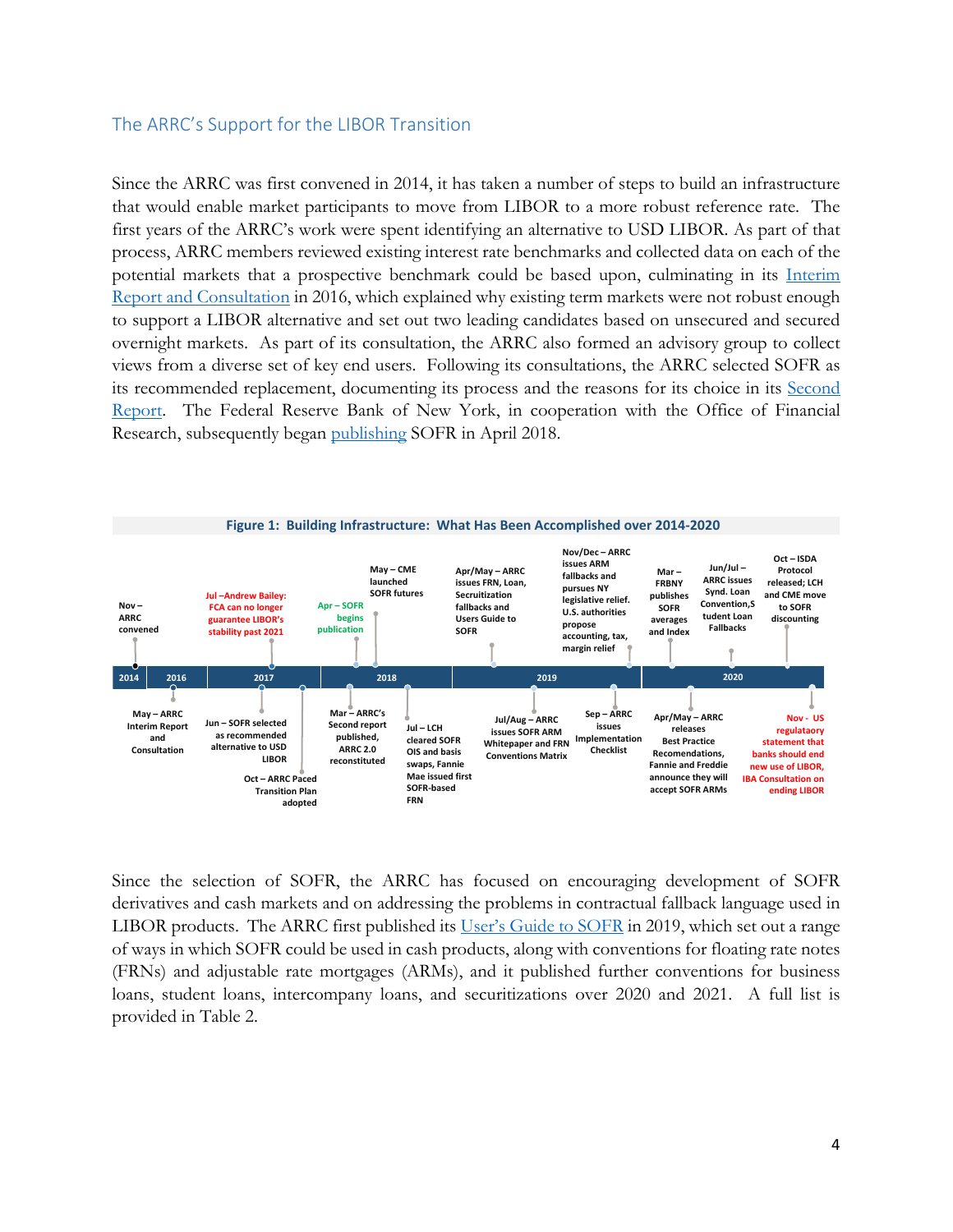## The ARRC's Support for the LIBOR Transition

Since the ARRC was first convened in 2014, it has taken a number of steps to build an infrastructure that would enable market participants to move from LIBOR to a more robust reference rate. The first years of the ARRC's work were spent identifying an alternative to USD LIBOR. As part of that process, ARRC members reviewed existing interest rate benchmarks and collected data on each of the potential markets that a prospective benchmark could be based upon, culminating in its Interim Report and Consultation in 2016, which explained why existing term markets were not robust enough to support a LIBOR alternative and set out two leading candidates based on unsecured and secured overnight markets. As part of its consultation, the ARRC also formed an advisory group to collect views from a diverse set of key end users. Following its consultations, the ARRC selected SOFR as its recommended replacement, documenting its process and the reasons for its choice in its Second Report. The Federal Reserve Bank of New York, in cooperation with the Office of Financial Research, subsequently began publishing SOFR in April 2018.

**Figure 1: Building Infrastructure: What Has Been Accomplished over 2014-2020**

| Year | Event |
|---|---|
| 2014 | Nov – ARRC convened |
| 2016 | May – ARRC Interim Report and Consultation |
| 2017 | Jun – SOFR selected as recommended alternative to USD LIBOR |
| 2017 | Jul – Andrew Bailey: FCA can no longer guarantee LIBOR's stability past 2021 |
| 2017 | Oct – ARRC Paced Transition Plan adopted |
| 2018 | Mar – ARRC's Second report published, ARRC 2.0 reconstituted |
| 2018 | Apr – SOFR begins publication |
| 2018 | May – CME launched SOFR futures |
| 2018 | Jul – LCH cleared SOFR OIS and basis swaps, Fannie Mae issued first SOFR-based FRN |
| 2019 | Apr/May – ARRC issues FRN, Loan, Securitization fallbacks and Users Guide to SOFR |
| 2019 | Jul/Aug – ARRC issues SOFR ARM Whitepaper and FRN Conventions Matrix |
| 2019 | Sep – ARRC issues Implementation Checklist |
| 2019 | Nov/Dec – ARRC issues ARM fallbacks and pursues NY legislative relief. U.S. authorities propose accounting, tax, margin relief |
| 2020 | Mar – FRBNY publishes SOFR averages and Index |
| 2020 | Apr/May – ARRC releases Best Practice Recomendations, Fannie and Freddie announce they will accept SOFR ARMs |
| 2020 | Jun/Jul – ARRC issues Synd. Loan Convention, Student Loan Fallbacks |
| 2020 | Oct – ISDA Protocol released; LCH and CME move to SOFR discounting |
| 2020 | Nov - US regulataory statement that banks should end new use of LIBOR, IBA Consultation on ending LIBOR |

Since the selection of SOFR, the ARRC has focused on encouraging development of SOFR derivatives and cash markets and on addressing the problems in contractual fallback language used in LIBOR products. The ARRC first published its User's Guide to SOFR in 2019, which set out a range of ways in which SOFR could be used in cash products, along with conventions for floating rate notes (FRNs) and adjustable rate mortgages (ARMs), and it published further conventions for business loans, student loans, intercompany loans, and securitizations over 2020 and 2021. A full list is provided in Table 2.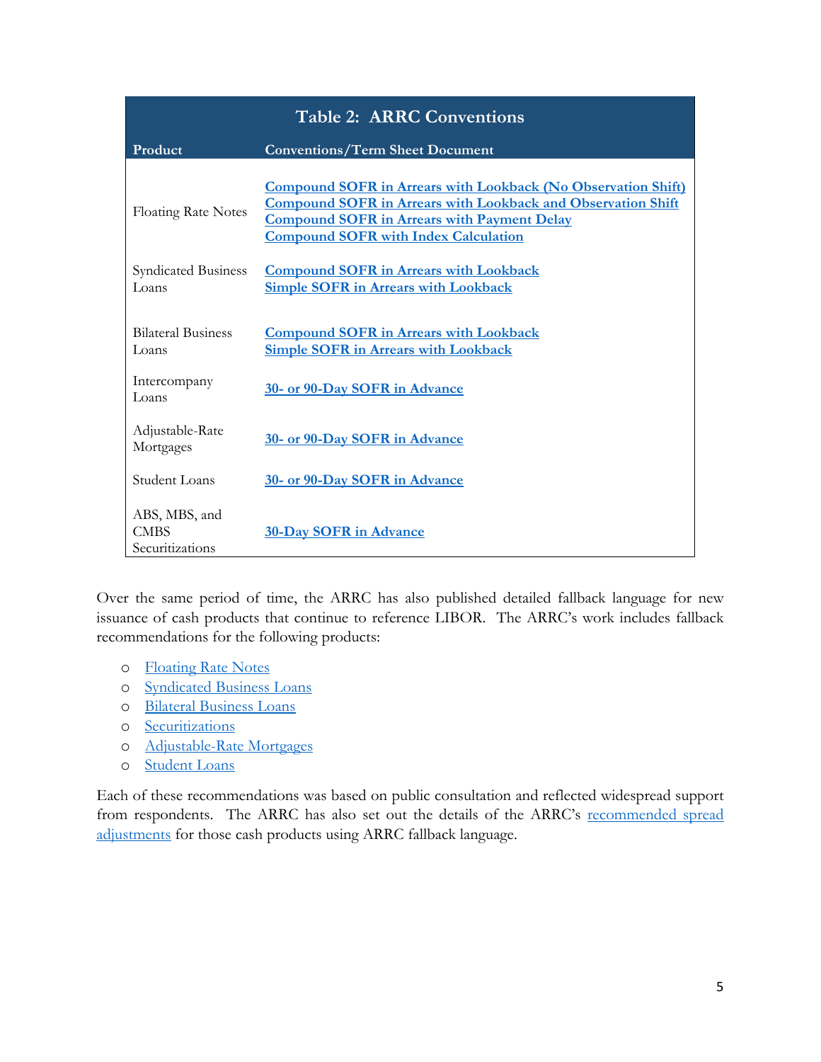**Table 2: ARRC Conventions**

| Product | Conventions/Term Sheet Document |
|---|---|
| Floating Rate Notes | **Compound SOFR in Arrears with Lookback (No Observation Shift)**<br>**Compound SOFR in Arrears with Lookback and Observation Shift**<br>**Compound SOFR in Arrears with Payment Delay**<br>**Compound SOFR with Index Calculation** |
| Syndicated Business Loans | **Compound SOFR in Arrears with Lookback**<br>**Simple SOFR in Arrears with Lookback** |
| Bilateral Business Loans | **Compound SOFR in Arrears with Lookback**<br>**Simple SOFR in Arrears with Lookback** |
| Intercompany Loans | **30- or 90-Day SOFR in Advance** |
| Adjustable-Rate Mortgages | **30- or 90-Day SOFR in Advance** |
| Student Loans | **30- or 90-Day SOFR in Advance** |
| ABS, MBS, and CMBS Securitizations | **30-Day SOFR in Advance** |

Over the same period of time, the ARRC has also published detailed fallback language for new issuance of cash products that continue to reference LIBOR. The ARRC's work includes fallback recommendations for the following products:

- Floating Rate Notes
- Syndicated Business Loans
- Bilateral Business Loans
- Securitizations
- Adjustable-Rate Mortgages
- Student Loans

Each of these recommendations was based on public consultation and reflected widespread support from respondents. The ARRC has also set out the details of the ARRC's recommended spread adjustments for those cash products using ARRC fallback language.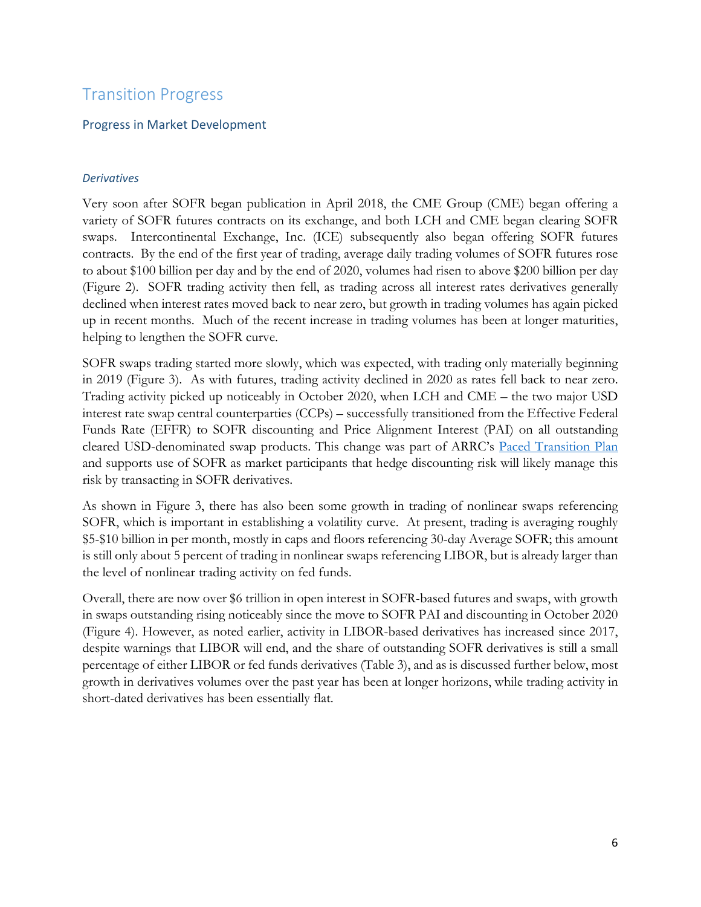## Transition Progress

### Progress in Market Development

#### *Derivatives*

Very soon after SOFR began publication in April 2018, the CME Group (CME) began offering a variety of SOFR futures contracts on its exchange, and both LCH and CME began clearing SOFR swaps. Intercontinental Exchange, Inc. (ICE) subsequently also began offering SOFR futures contracts. By the end of the first year of trading, average daily trading volumes of SOFR futures rose to about $100 billion per day and by the end of 2020, volumes had risen to above $200 billion per day (Figure 2). SOFR trading activity then fell, as trading across all interest rates derivatives generally declined when interest rates moved back to near zero, but growth in trading volumes has again picked up in recent months. Much of the recent increase in trading volumes has been at longer maturities, helping to lengthen the SOFR curve.

SOFR swaps trading started more slowly, which was expected, with trading only materially beginning in 2019 (Figure 3). As with futures, trading activity declined in 2020 as rates fell back to near zero. Trading activity picked up noticeably in October 2020, when LCH and CME – the two major USD interest rate swap central counterparties (CCPs) – successfully transitioned from the Effective Federal Funds Rate (EFFR) to SOFR discounting and Price Alignment Interest (PAI) on all outstanding cleared USD-denominated swap products. This change was part of ARRC's Paced Transition Plan and supports use of SOFR as market participants that hedge discounting risk will likely manage this risk by transacting in SOFR derivatives.

As shown in Figure 3, there has also been some growth in trading of nonlinear swaps referencing SOFR, which is important in establishing a volatility curve. At present, trading is averaging roughly $5-$10 billion in per month, mostly in caps and floors referencing 30-day Average SOFR; this amount is still only about 5 percent of trading in nonlinear swaps referencing LIBOR, but is already larger than the level of nonlinear trading activity on fed funds.

Overall, there are now over $6 trillion in open interest in SOFR-based futures and swaps, with growth in swaps outstanding rising noticeably since the move to SOFR PAI and discounting in October 2020 (Figure 4). However, as noted earlier, activity in LIBOR-based derivatives has increased since 2017, despite warnings that LIBOR will end, and the share of outstanding SOFR derivatives is still a small percentage of either LIBOR or fed funds derivatives (Table 3), and as is discussed further below, most growth in derivatives volumes over the past year has been at longer horizons, while trading activity in short-dated derivatives has been essentially flat.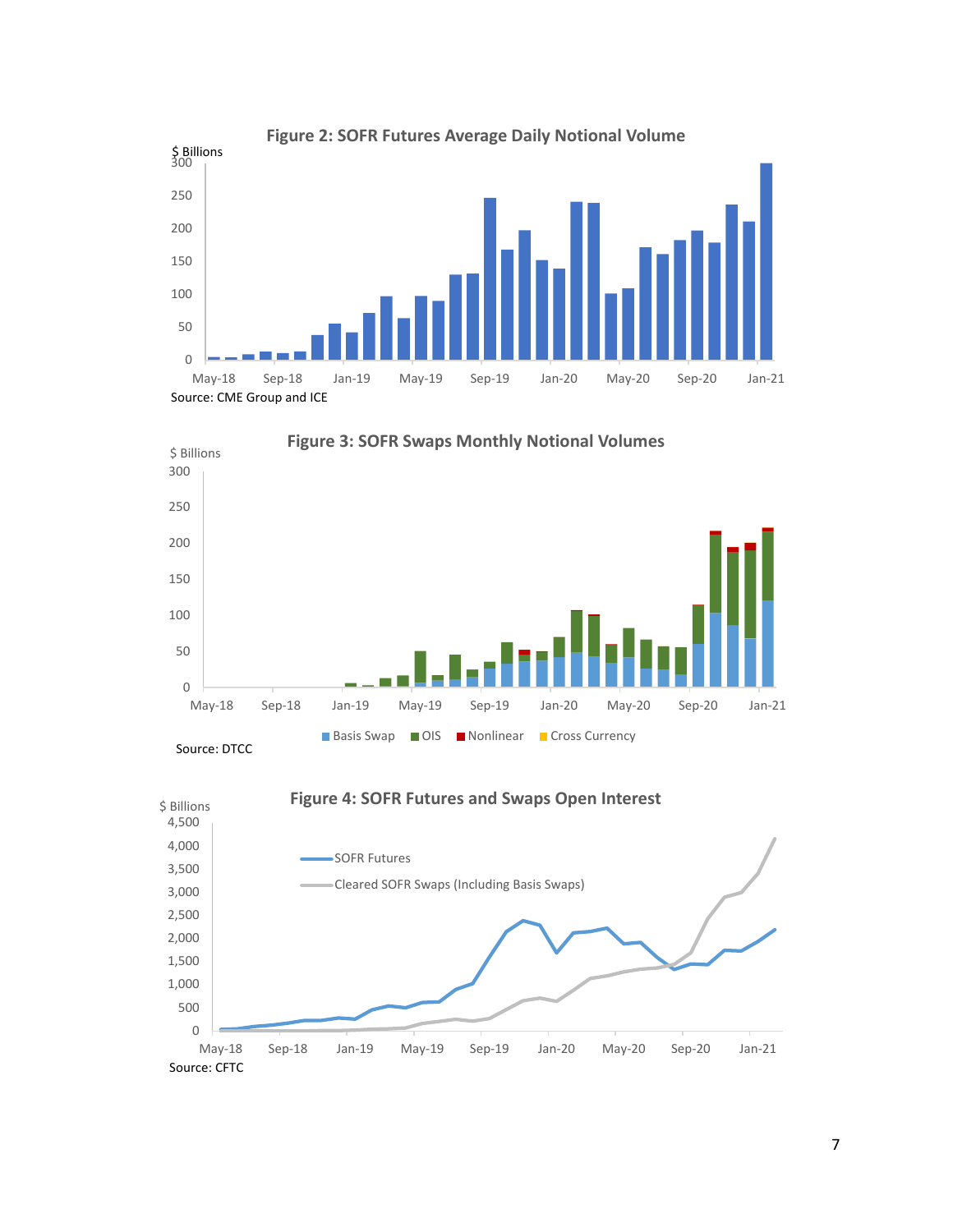**Figure 2: SOFR Futures Average Daily Notional Volume**

Source: CME Group and ICE

**Figure 3: SOFR Swaps Monthly Notional Volumes**

Source: DTCC

**Figure 4: SOFR Futures and Swaps Open Interest**

Source: CFTC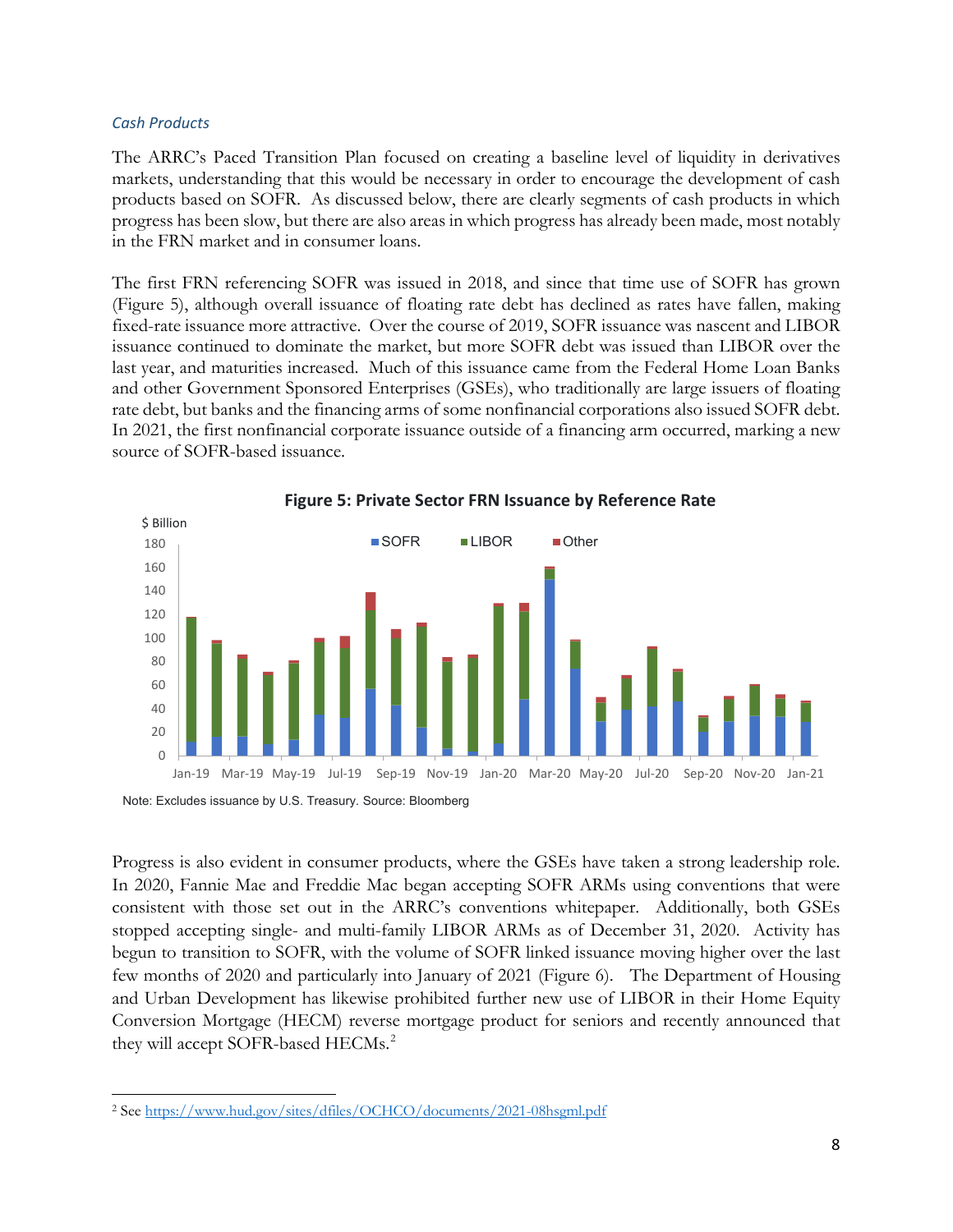*Cash Products*

The ARRC's Paced Transition Plan focused on creating a baseline level of liquidity in derivatives markets, understanding that this would be necessary in order to encourage the development of cash products based on SOFR. As discussed below, there are clearly segments of cash products in which progress has been slow, but there are also areas in which progress has already been made, most notably in the FRN market and in consumer loans.

The first FRN referencing SOFR was issued in 2018, and since that time use of SOFR has grown (Figure 5), although overall issuance of floating rate debt has declined as rates have fallen, making fixed-rate issuance more attractive. Over the course of 2019, SOFR issuance was nascent and LIBOR issuance continued to dominate the market, but more SOFR debt was issued than LIBOR over the last year, and maturities increased. Much of this issuance came from the Federal Home Loan Banks and other Government Sponsored Enterprises (GSEs), who traditionally are large issuers of floating rate debt, but banks and the financing arms of some nonfinancial corporations also issued SOFR debt. In 2021, the first nonfinancial corporate issuance outside of a financing arm occurred, marking a new source of SOFR-based issuance.

**Figure 5: Private Sector FRN Issuance by Reference Rate**

Note: Excludes issuance by U.S. Treasury. Source: Bloomberg

Progress is also evident in consumer products, where the GSEs have taken a strong leadership role. In 2020, Fannie Mae and Freddie Mac began accepting SOFR ARMs using conventions that were consistent with those set out in the ARRC's conventions whitepaper. Additionally, both GSEs stopped accepting single- and multi-family LIBOR ARMs as of December 31, 2020. Activity has begun to transition to SOFR, with the volume of SOFR linked issuance moving higher over the last few months of 2020 and particularly into January of 2021 (Figure 6). The Department of Housing and Urban Development has likewise prohibited further new use of LIBOR in their Home Equity Conversion Mortgage (HECM) reverse mortgage product for seniors and recently announced that they will accept SOFR-based HECMs.[2]

[2] See https://www.hud.gov/sites/dfiles/OCHCO/documents/2021-08hsgml.pdf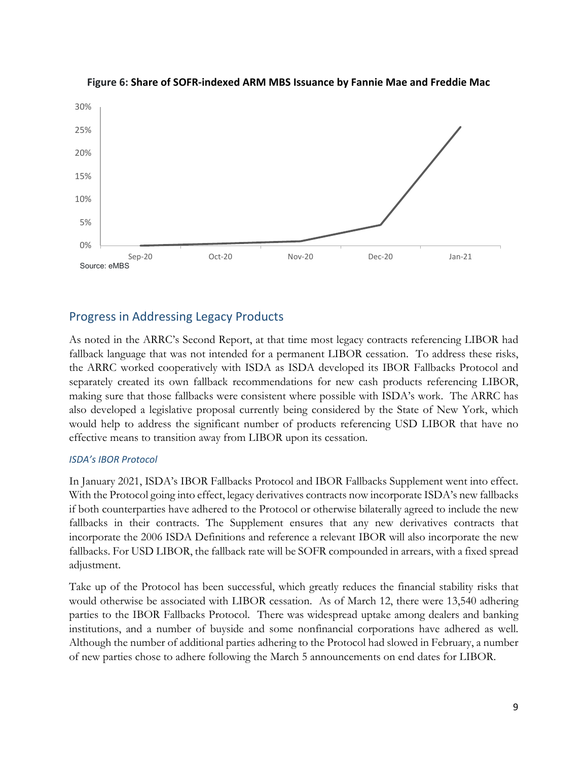**Figure 6: Share of SOFR-indexed ARM MBS Issuance by Fannie Mae and Freddie Mac**

Source: eMBS

## Progress in Addressing Legacy Products

As noted in the ARRC's Second Report, at that time most legacy contracts referencing LIBOR had fallback language that was not intended for a permanent LIBOR cessation. To address these risks, the ARRC worked cooperatively with ISDA as ISDA developed its IBOR Fallbacks Protocol and separately created its own fallback recommendations for new cash products referencing LIBOR, making sure that those fallbacks were consistent where possible with ISDA's work. The ARRC has also developed a legislative proposal currently being considered by the State of New York, which would help to address the significant number of products referencing USD LIBOR that have no effective means to transition away from LIBOR upon its cessation.

### *ISDA's IBOR Protocol*

In January 2021, ISDA's IBOR Fallbacks Protocol and IBOR Fallbacks Supplement went into effect. With the Protocol going into effect, legacy derivatives contracts now incorporate ISDA's new fallbacks if both counterparties have adhered to the Protocol or otherwise bilaterally agreed to include the new fallbacks in their contracts. The Supplement ensures that any new derivatives contracts that incorporate the 2006 ISDA Definitions and reference a relevant IBOR will also incorporate the new fallbacks. For USD LIBOR, the fallback rate will be SOFR compounded in arrears, with a fixed spread adjustment.

Take up of the Protocol has been successful, which greatly reduces the financial stability risks that would otherwise be associated with LIBOR cessation. As of March 12, there were 13,540 adhering parties to the IBOR Fallbacks Protocol. There was widespread uptake among dealers and banking institutions, and a number of buyside and some nonfinancial corporations have adhered as well. Although the number of additional parties adhering to the Protocol had slowed in February, a number of new parties chose to adhere following the March 5 announcements on end dates for LIBOR.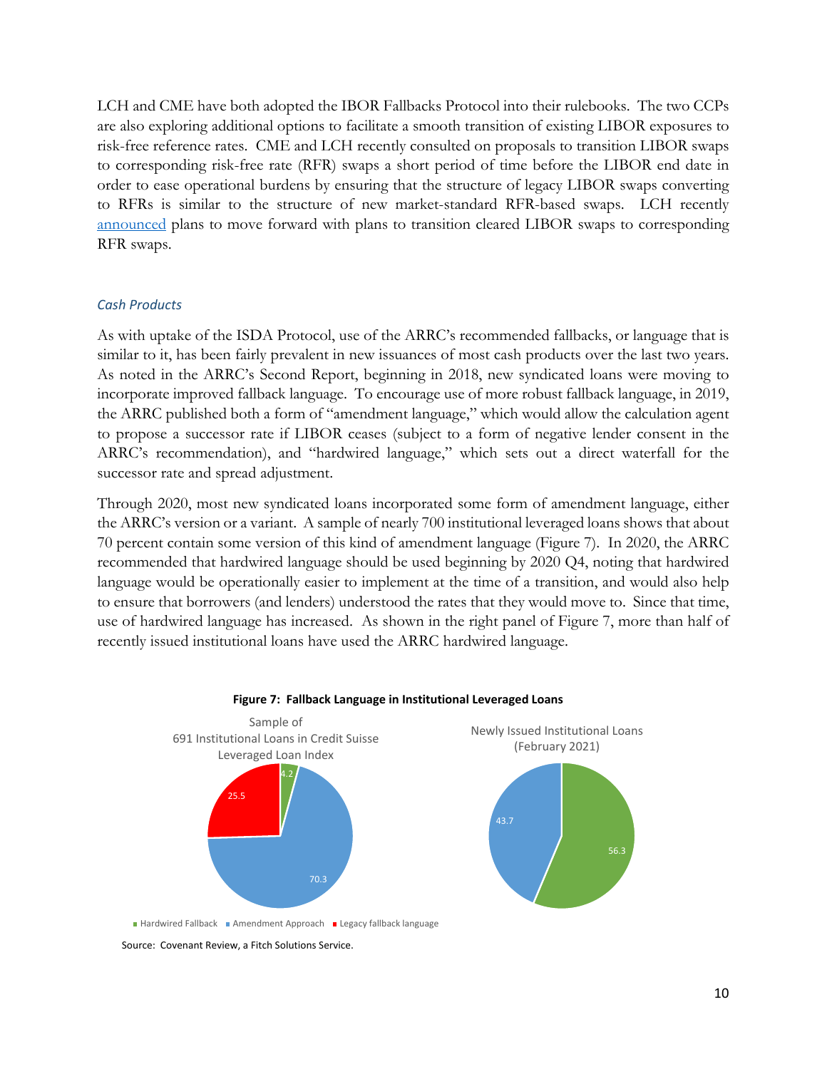LCH and CME have both adopted the IBOR Fallbacks Protocol into their rulebooks. The two CCPs are also exploring additional options to facilitate a smooth transition of existing LIBOR exposures to risk-free reference rates. CME and LCH recently consulted on proposals to transition LIBOR swaps to corresponding risk-free rate (RFR) swaps a short period of time before the LIBOR end date in order to ease operational burdens by ensuring that the structure of legacy LIBOR swaps converting to RFRs is similar to the structure of new market-standard RFR-based swaps. LCH recently announced plans to move forward with plans to transition cleared LIBOR swaps to corresponding RFR swaps.

### *Cash Products*

As with uptake of the ISDA Protocol, use of the ARRC's recommended fallbacks, or language that is similar to it, has been fairly prevalent in new issuances of most cash products over the last two years. As noted in the ARRC's Second Report, beginning in 2018, new syndicated loans were moving to incorporate improved fallback language. To encourage use of more robust fallback language, in 2019, the ARRC published both a form of "amendment language," which would allow the calculation agent to propose a successor rate if LIBOR ceases (subject to a form of negative lender consent in the ARRC's recommendation), and "hardwired language," which sets out a direct waterfall for the successor rate and spread adjustment.

Through 2020, most new syndicated loans incorporated some form of amendment language, either the ARRC's version or a variant. A sample of nearly 700 institutional leveraged loans shows that about 70 percent contain some version of this kind of amendment language (Figure 7). In 2020, the ARRC recommended that hardwired language should be used beginning by 2020 Q4, noting that hardwired language would be operationally easier to implement at the time of a transition, and would also help to ensure that borrowers (and lenders) understood the rates that they would move to. Since that time, use of hardwired language has increased. As shown in the right panel of Figure 7, more than half of recently issued institutional loans have used the ARRC hardwired language.

**Figure 7: Fallback Language in Institutional Leveraged Loans**

Sample of 691 Institutional Loans in Credit Suisse Leveraged Loan Index

| Category | Percent |
|---|---|
| Hardwired Fallback | 4.2 |
| Amendment Approach | 70.3 |
| Legacy fallback language | 25.5 |

Newly Issued Institutional Loans (February 2021)

| Category | Percent |
|---|---|
| Hardwired Fallback | 56.3 |
| Amendment Approach | 43.7 |

Source: Covenant Review, a Fitch Solutions Service.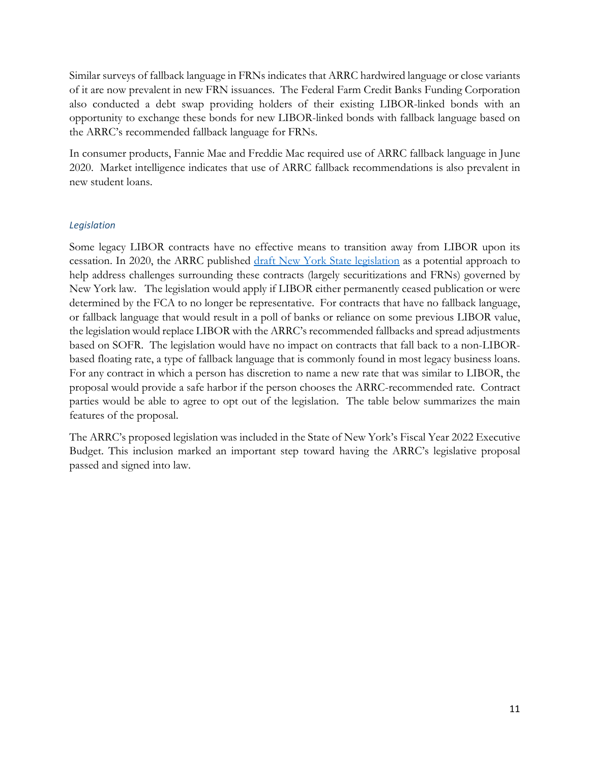Similar surveys of fallback language in FRNs indicates that ARRC hardwired language or close variants of it are now prevalent in new FRN issuances. The Federal Farm Credit Banks Funding Corporation also conducted a debt swap providing holders of their existing LIBOR-linked bonds with an opportunity to exchange these bonds for new LIBOR-linked bonds with fallback language based on the ARRC's recommended fallback language for FRNs.

In consumer products, Fannie Mae and Freddie Mac required use of ARRC fallback language in June 2020. Market intelligence indicates that use of ARRC fallback recommendations is also prevalent in new student loans.

### *Legislation*

Some legacy LIBOR contracts have no effective means to transition away from LIBOR upon its cessation. In 2020, the ARRC published [draft New York State legislation]() as a potential approach to help address challenges surrounding these contracts (largely securitizations and FRNs) governed by New York law. The legislation would apply if LIBOR either permanently ceased publication or were determined by the FCA to no longer be representative. For contracts that have no fallback language, or fallback language that would result in a poll of banks or reliance on some previous LIBOR value, the legislation would replace LIBOR with the ARRC's recommended fallbacks and spread adjustments based on SOFR. The legislation would have no impact on contracts that fall back to a non-LIBOR-based floating rate, a type of fallback language that is commonly found in most legacy business loans. For any contract in which a person has discretion to name a new rate that was similar to LIBOR, the proposal would provide a safe harbor if the person chooses the ARRC-recommended rate. Contract parties would be able to agree to opt out of the legislation. The table below summarizes the main features of the proposal.

The ARRC's proposed legislation was included in the State of New York's Fiscal Year 2022 Executive Budget. This inclusion marked an important step toward having the ARRC's legislative proposal passed and signed into law.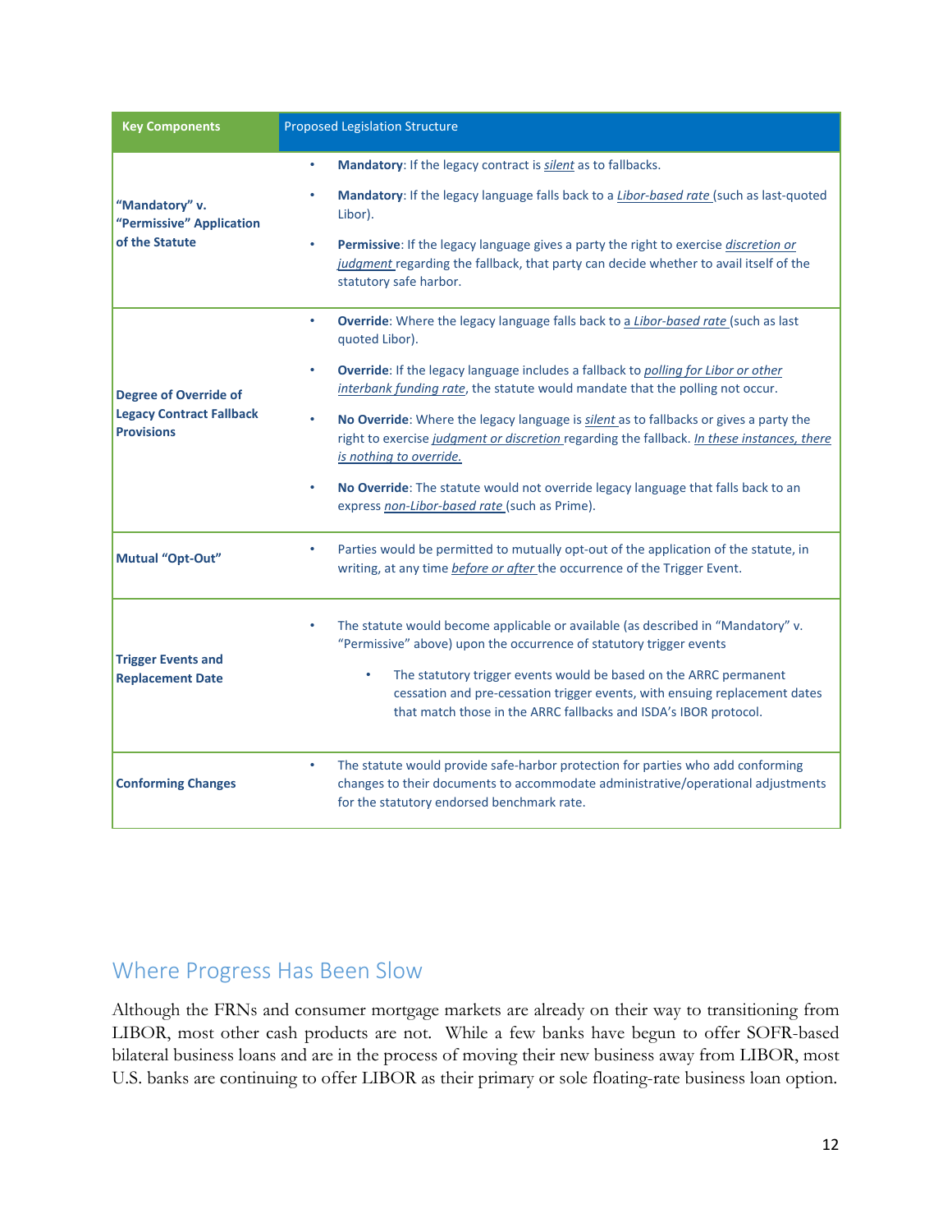| Key Components | Proposed Legislation Structure |
|---|---|
| **"Mandatory" v. "Permissive" Application of the Statute** | • **Mandatory**: If the legacy contract is *silent* as to fallbacks.<br>• **Mandatory**: If the legacy language falls back to a *Libor-based rate* (such as last-quoted Libor).<br>• **Permissive**: If the legacy language gives a party the right to exercise *discretion or judgment* regarding the fallback, that party can decide whether to avail itself of the statutory safe harbor. |
| **Degree of Override of Legacy Contract Fallback Provisions** | • **Override**: Where the legacy language falls back to *a Libor-based rate* (such as last quoted Libor).<br>• **Override**: If the legacy language includes a fallback to *polling for Libor or other interbank funding rate*, the statute would mandate that the polling not occur.<br>• **No Override**: Where the legacy language is *silent* as to fallbacks or gives a party the right to exercise *judgment or discretion* regarding the fallback. *In these instances, there is nothing to override.*<br>• **No Override**: The statute would not override legacy language that falls back to an express *non-Libor-based rate* (such as Prime). |
| **Mutual "Opt-Out"** | • Parties would be permitted to mutually opt-out of the application of the statute, in writing, at any time *before or after* the occurrence of the Trigger Event. |
| **Trigger Events and Replacement Date** | • The statute would become applicable or available (as described in "Mandatory" v. "Permissive" above) upon the occurrence of statutory trigger events<br>  ◦ The statutory trigger events would be based on the ARRC permanent cessation and pre-cessation trigger events, with ensuing replacement dates that match those in the ARRC fallbacks and ISDA's IBOR protocol. |
| **Conforming Changes** | • The statute would provide safe-harbor protection for parties who add conforming changes to their documents to accommodate administrative/operational adjustments for the statutory endorsed benchmark rate. |

## Where Progress Has Been Slow

Although the FRNs and consumer mortgage markets are already on their way to transitioning from LIBOR, most other cash products are not. While a few banks have begun to offer SOFR-based bilateral business loans and are in the process of moving their new business away from LIBOR, most U.S. banks are continuing to offer LIBOR as their primary or sole floating-rate business loan option.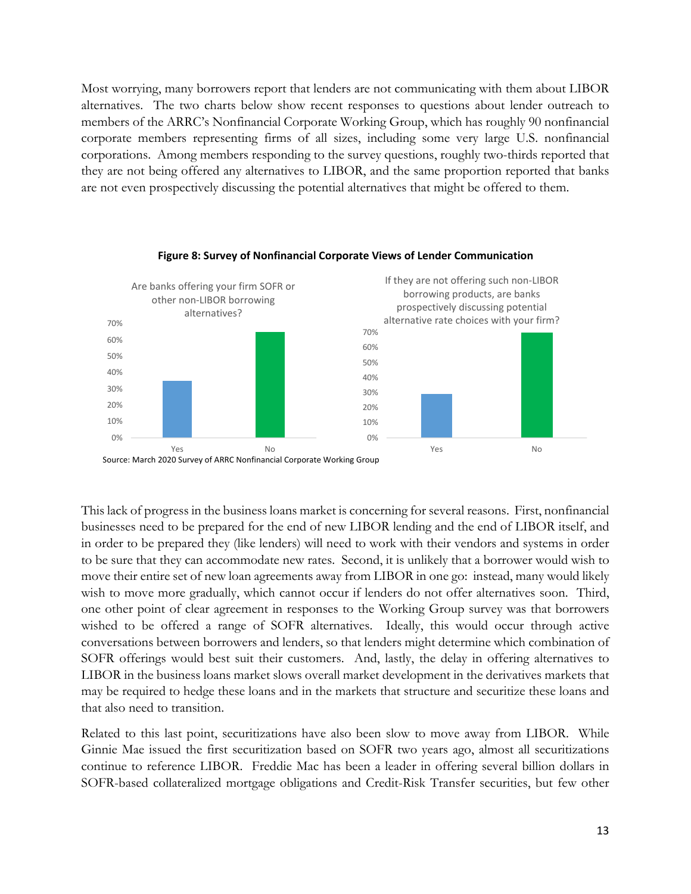Most worrying, many borrowers report that lenders are not communicating with them about LIBOR alternatives. The two charts below show recent responses to questions about lender outreach to members of the ARRC's Nonfinancial Corporate Working Group, which has roughly 90 nonfinancial corporate members representing firms of all sizes, including some very large U.S. nonfinancial corporations. Among members responding to the survey questions, roughly two-thirds reported that they are not being offered any alternatives to LIBOR, and the same proportion reported that banks are not even prospectively discussing the potential alternatives that might be offered to them.

**Figure 8: Survey of Nonfinancial Corporate Views of Lender Communication**

Are banks offering your firm SOFR or other non-LIBOR borrowing alternatives?

If they are not offering such non-LIBOR borrowing products, are banks prospectively discussing potential alternative rate choices with your firm?

Source: March 2020 Survey of ARRC Nonfinancial Corporate Working Group

This lack of progress in the business loans market is concerning for several reasons. First, nonfinancial businesses need to be prepared for the end of new LIBOR lending and the end of LIBOR itself, and in order to be prepared they (like lenders) will need to work with their vendors and systems in order to be sure that they can accommodate new rates. Second, it is unlikely that a borrower would wish to move their entire set of new loan agreements away from LIBOR in one go: instead, many would likely wish to move more gradually, which cannot occur if lenders do not offer alternatives soon. Third, one other point of clear agreement in responses to the Working Group survey was that borrowers wished to be offered a range of SOFR alternatives. Ideally, this would occur through active conversations between borrowers and lenders, so that lenders might determine which combination of SOFR offerings would best suit their customers. And, lastly, the delay in offering alternatives to LIBOR in the business loans market slows overall market development in the derivatives markets that may be required to hedge these loans and in the markets that structure and securitize these loans and that also need to transition.

Related to this last point, securitizations have also been slow to move away from LIBOR. While Ginnie Mae issued the first securitization based on SOFR two years ago, almost all securitizations continue to reference LIBOR. Freddie Mac has been a leader in offering several billion dollars in SOFR-based collateralized mortgage obligations and Credit-Risk Transfer securities, but few other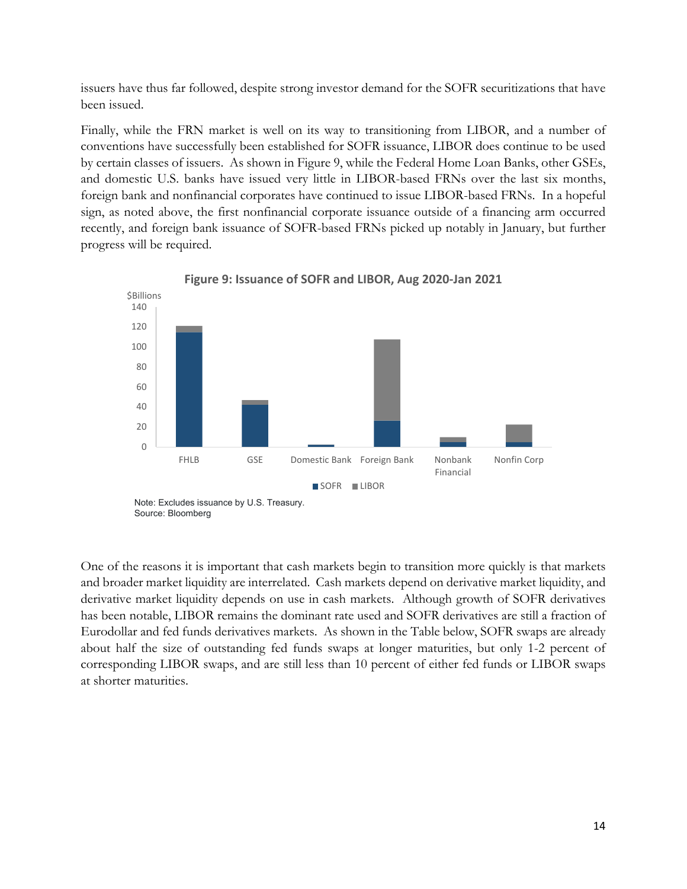issuers have thus far followed, despite strong investor demand for the SOFR securitizations that have been issued.

Finally, while the FRN market is well on its way to transitioning from LIBOR, and a number of conventions have successfully been established for SOFR issuance, LIBOR does continue to be used by certain classes of issuers. As shown in Figure 9, while the Federal Home Loan Banks, other GSEs, and domestic U.S. banks have issued very little in LIBOR-based FRNs over the last six months, foreign bank and nonfinancial corporates have continued to issue LIBOR-based FRNs. In a hopeful sign, as noted above, the first nonfinancial corporate issuance outside of a financing arm occurred recently, and foreign bank issuance of SOFR-based FRNs picked up notably in January, but further progress will be required.

**Figure 9: Issuance of SOFR and LIBOR, Aug 2020-Jan 2021**

Note: Excludes issuance by U.S. Treasury.
Source: Bloomberg

One of the reasons it is important that cash markets begin to transition more quickly is that markets and broader market liquidity are interrelated. Cash markets depend on derivative market liquidity, and derivative market liquidity depends on use in cash markets. Although growth of SOFR derivatives has been notable, LIBOR remains the dominant rate used and SOFR derivatives are still a fraction of Eurodollar and fed funds derivatives markets. As shown in the Table below, SOFR swaps are already about half the size of outstanding fed funds swaps at longer maturities, but only 1-2 percent of corresponding LIBOR swaps, and are still less than 10 percent of either fed funds or LIBOR swaps at shorter maturities.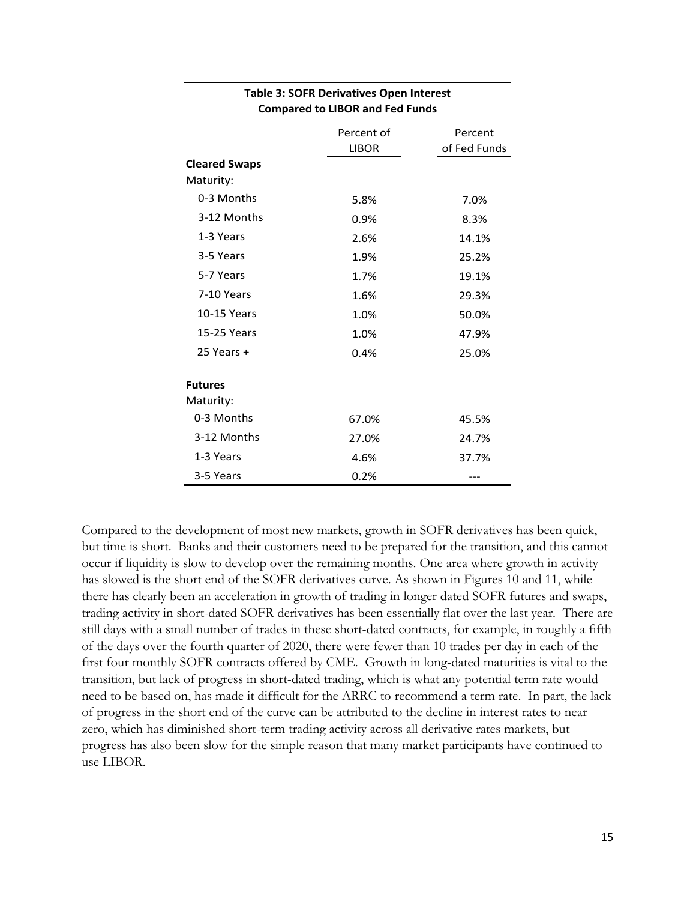**Table 3: SOFR Derivatives Open Interest Compared to LIBOR and Fed Funds**

| | Percent of LIBOR | Percent of Fed Funds |
|---|---|---|
| **Cleared Swaps** | | |
| Maturity: | | |
| 0-3 Months | 5.8% | 7.0% |
| 3-12 Months | 0.9% | 8.3% |
| 1-3 Years | 2.6% | 14.1% |
| 3-5 Years | 1.9% | 25.2% |
| 5-7 Years | 1.7% | 19.1% |
| 7-10 Years | 1.6% | 29.3% |
| 10-15 Years | 1.0% | 50.0% |
| 15-25 Years | 1.0% | 47.9% |
| 25 Years + | 0.4% | 25.0% |
| **Futures** | | |
| Maturity: | | |
| 0-3 Months | 67.0% | 45.5% |
| 3-12 Months | 27.0% | 24.7% |
| 1-3 Years | 4.6% | 37.7% |
| 3-5 Years | 0.2% | --- |

Compared to the development of most new markets, growth in SOFR derivatives has been quick, but time is short. Banks and their customers need to be prepared for the transition, and this cannot occur if liquidity is slow to develop over the remaining months. One area where growth in activity has slowed is the short end of the SOFR derivatives curve. As shown in Figures 10 and 11, while there has clearly been an acceleration in growth of trading in longer dated SOFR futures and swaps, trading activity in short-dated SOFR derivatives has been essentially flat over the last year. There are still days with a small number of trades in these short-dated contracts, for example, in roughly a fifth of the days over the fourth quarter of 2020, there were fewer than 10 trades per day in each of the first four monthly SOFR contracts offered by CME. Growth in long-dated maturities is vital to the transition, but lack of progress in short-dated trading, which is what any potential term rate would need to be based on, has made it difficult for the ARRC to recommend a term rate. In part, the lack of progress in the short end of the curve can be attributed to the decline in interest rates to near zero, which has diminished short-term trading activity across all derivative rates markets, but progress has also been slow for the simple reason that many market participants have continued to use LIBOR.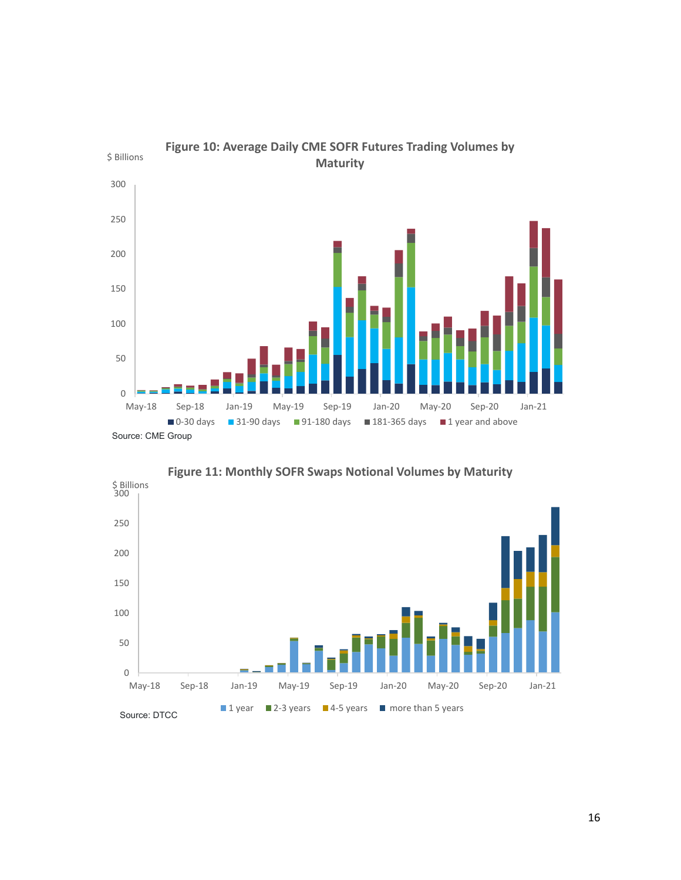**Figure 10: Average Daily CME SOFR Futures Trading Volumes by Maturity**

Source: CME Group

**Figure 11: Monthly SOFR Swaps Notional Volumes by Maturity**

Source: DTCC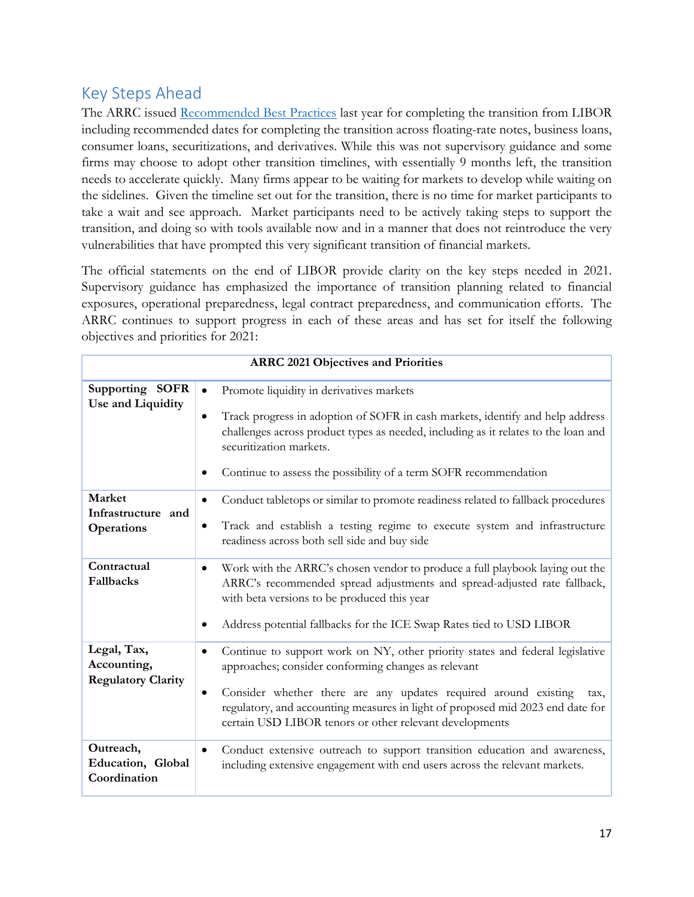## Key Steps Ahead

The ARRC issued Recommended Best Practices last year for completing the transition from LIBOR including recommended dates for completing the transition across floating-rate notes, business loans, consumer loans, securitizations, and derivatives. While this was not supervisory guidance and some firms may choose to adopt other transition timelines, with essentially 9 months left, the transition needs to accelerate quickly. Many firms appear to be waiting for markets to develop while waiting on the sidelines. Given the timeline set out for the transition, there is no time for market participants to take a wait and see approach. Market participants need to be actively taking steps to support the transition, and doing so with tools available now and in a manner that does not reintroduce the very vulnerabilities that have prompted this very significant transition of financial markets.

The official statements on the end of LIBOR provide clarity on the key steps needed in 2021. Supervisory guidance has emphasized the importance of transition planning related to financial exposures, operational preparedness, legal contract preparedness, and communication efforts. The ARRC continues to support progress in each of these areas and has set for itself the following objectives and priorities for 2021:

| ARRC 2021 Objectives and Priorities | |
|---|---|
| **Supporting SOFR Use and Liquidity** | • Promote liquidity in derivatives markets<br>• Track progress in adoption of SOFR in cash markets, identify and help address challenges across product types as needed, including as it relates to the loan and securitization markets.<br>• Continue to assess the possibility of a term SOFR recommendation |
| **Market Infrastructure and Operations** | • Conduct tabletops or similar to promote readiness related to fallback procedures<br>• Track and establish a testing regime to execute system and infrastructure readiness across both sell side and buy side |
| **Contractual Fallbacks** | • Work with the ARRC's chosen vendor to produce a full playbook laying out the ARRC's recommended spread adjustments and spread-adjusted rate fallback, with beta versions to be produced this year<br>• Address potential fallbacks for the ICE Swap Rates tied to USD LIBOR |
| **Legal, Tax, Accounting, Regulatory Clarity** | • Continue to support work on NY, other priority states and federal legislative approaches; consider conforming changes as relevant<br>• Consider whether there are any updates required around existing tax, regulatory, and accounting measures in light of proposed mid 2023 end date for certain USD LIBOR tenors or other relevant developments |
| **Outreach, Education, Global Coordination** | • Conduct extensive outreach to support transition education and awareness, including extensive engagement with end users across the relevant markets. |